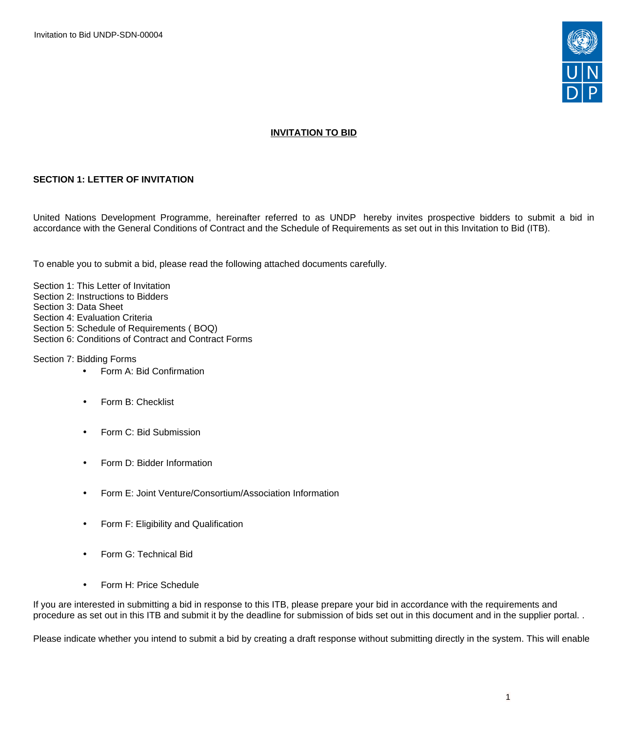# INVITATION TO BID

## SECTION 1: LETTER OF INVITATION

United Nations Development Programme, hereinafter referred to as UNDP hereby invites prospective bidders to submit a bid in accordance with the General Conditions of Contract and the Schedule of Requirements as set out in this Invitation to Bid (ITB).

To enable you to submit a bid, please read the following attached documents carefully.

Section 1: This Letter of Invitation
Section 2: Instructions to Bidders
Section 3: Data Sheet
Section 4: Evaluation Criteria
Section 5: Schedule of Requirements ( BOQ)
Section 6: Conditions of Contract and Contract Forms

Section 7: Bidding Forms

- Form A: Bid Confirmation
- Form B: Checklist
- Form C: Bid Submission
- Form D: Bidder Information
- Form E: Joint Venture/Consortium/Association Information
- Form F: Eligibility and Qualification
- Form G: Technical Bid
- Form H: Price Schedule

If you are interested in submitting a bid in response to this ITB, please prepare your bid in accordance with the requirements and procedure as set out in this ITB and submit it by the deadline for submission of bids set out in this document and in the supplier portal. .

Please indicate whether you intend to submit a bid by creating a draft response without submitting directly in the system. This will enable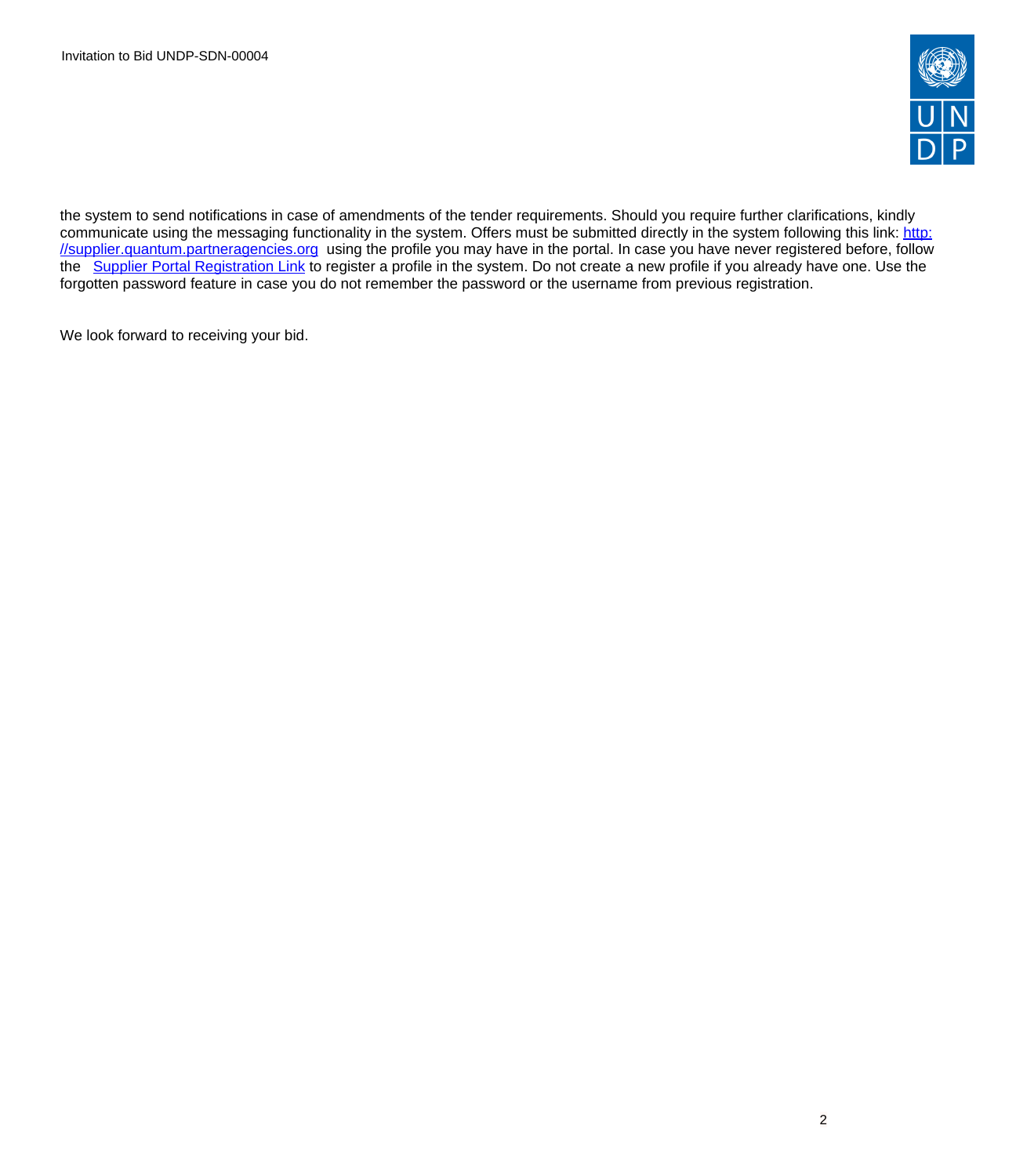the system to send notifications in case of amendments of the tender requirements. Should you require further clarifications, kindly communicate using the messaging functionality in the system. Offers must be submitted directly in the system following this link: [http://supplier.quantum.partneragencies.org](http://supplier.quantum.partneragencies.org) using the profile you may have in the portal. In case you have never registered before, follow the Supplier Portal Registration Link to register a profile in the system. Do not create a new profile if you already have one. Use the forgotten password feature in case you do not remember the password or the username from previous registration.

We look forward to receiving your bid.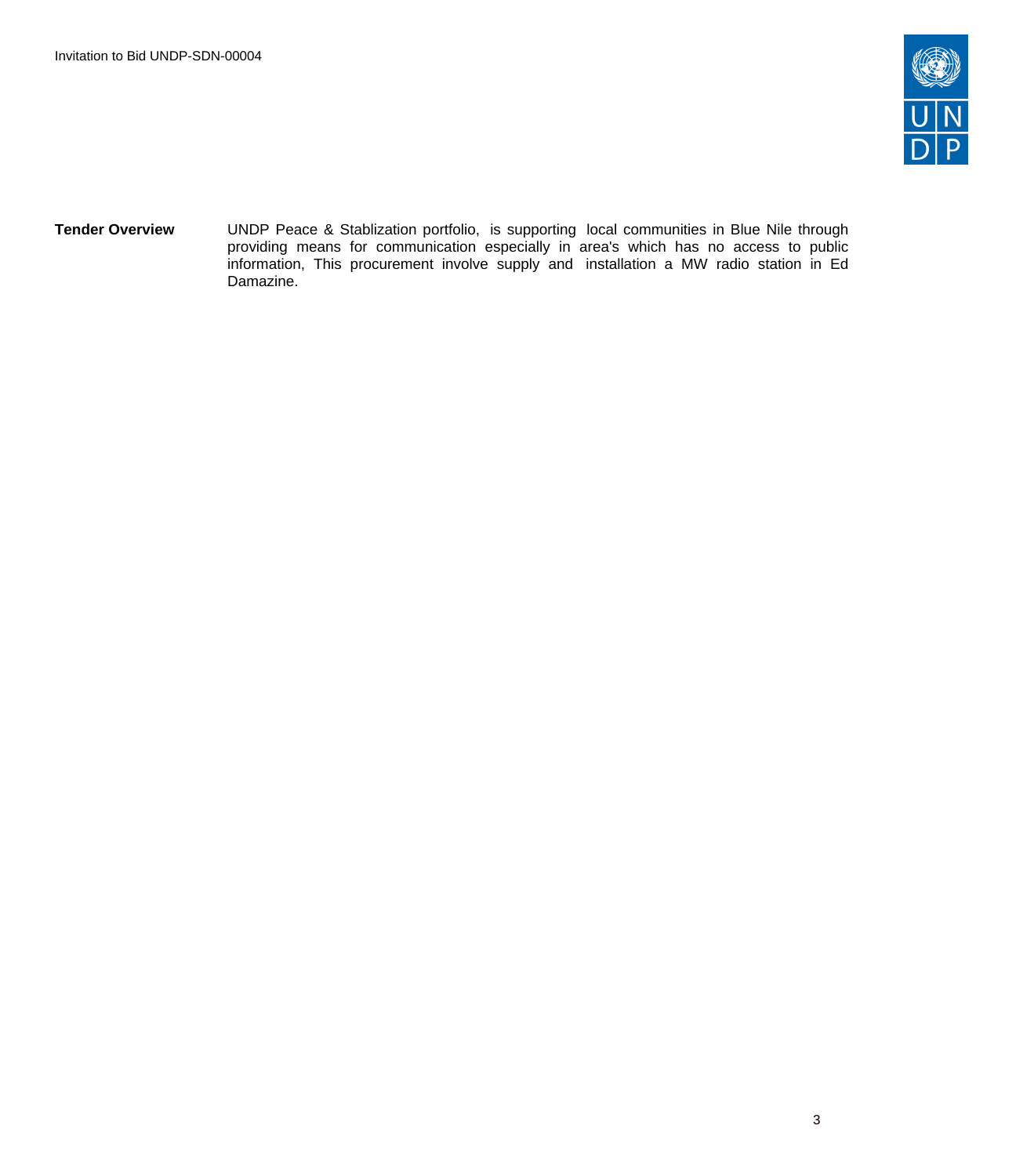**Tender Overview**

UNDP Peace & Stablization portfolio, is supporting local communities in Blue Nile through providing means for communication especially in area's which has no access to public information, This procurement involve supply and installation a MW radio station in Ed Damazine.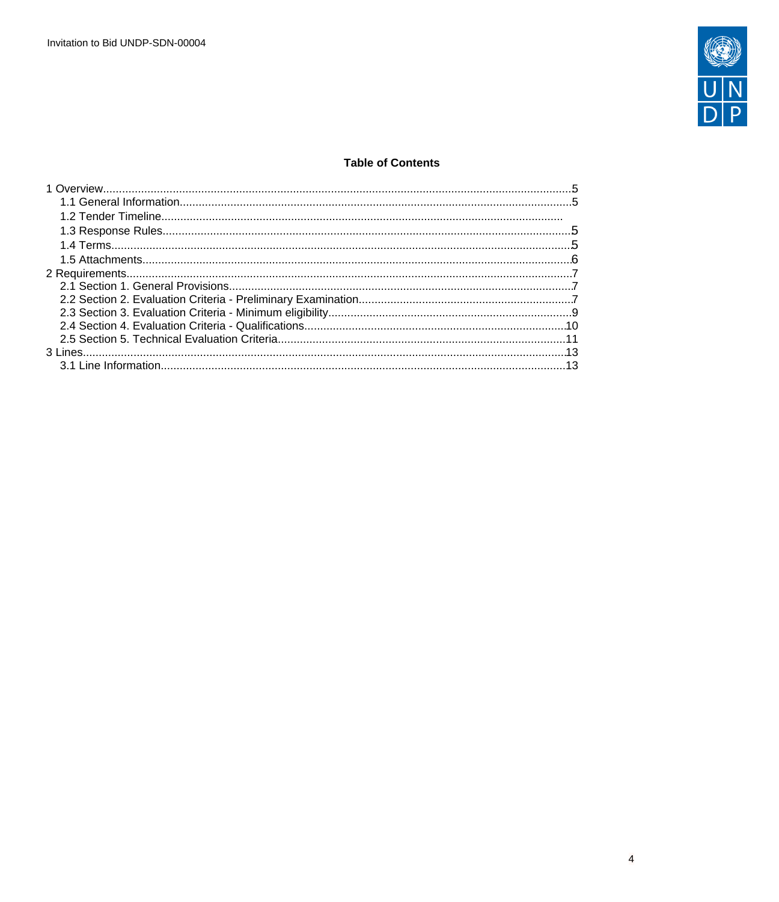**Table of Contents**

1 Overview....5
  1.1 General Information....5
  1.2 Tender Timeline....
  1.3 Response Rules....5
  1.4 Terms....5
  1.5 Attachments....6
2 Requirements....7
  2.1 Section 1. General Provisions....7
  2.2 Section 2. Evaluation Criteria - Preliminary Examination....7
  2.3 Section 3. Evaluation Criteria - Minimum eligibility....9
  2.4 Section 4. Evaluation Criteria - Qualifications....10
  2.5 Section 5. Technical Evaluation Criteria....11
3 Lines....13
  3.1 Line Information....13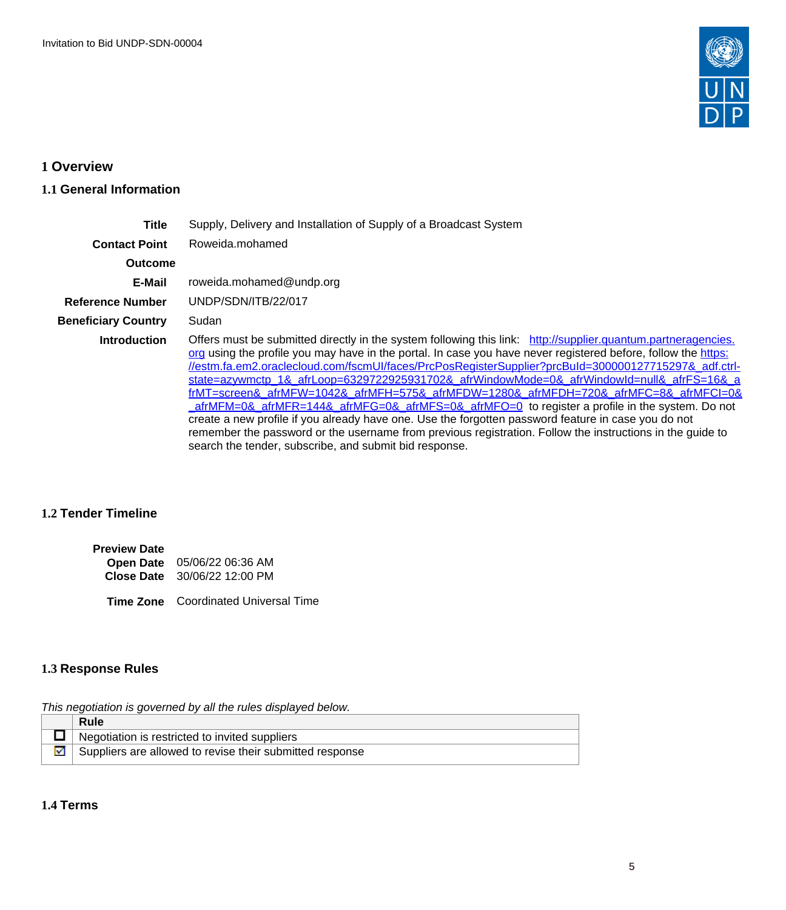# 1 Overview

## 1.1 General Information

| | |
|---|---|
| **Title** | Supply, Delivery and Installation of Supply of a Broadcast System |
| **Contact Point** | Roweida.mohamed |
| **Outcome** | |
| **E-Mail** | roweida.mohamed@undp.org |
| **Reference Number** | UNDP/SDN/ITB/22/017 |
| **Beneficiary Country** | Sudan |
| **Introduction** | Offers must be submitted directly in the system following this link: http://supplier.quantum.partneragencies.org using the profile you may have in the portal. In case you have never registered before, follow the https://estm.fa.em2.oraclecloud.com/fscmUI/faces/PrcPosRegisterSupplier?prcBuId=300000127715297&_adf.ctrl-state=azywmctp_1&_afrLoop=6329722925931702&_afrWindowMode=0&_afrWindowId=null&_afrFS=16&_afrMT=screen&_afrMFW=1042&_afrMFH=575&_afrMFDW=1280&_afrMFDH=720&_afrMFC=8&_afrMFCI=0&_afrMFM=0&_afrMFR=144&_afrMFG=0&_afrMFS=0&_afrMFO=0 to register a profile in the system. Do not create a new profile if you already have one. Use the forgotten password feature in case you do not remember the password or the username from previous registration. Follow the instructions in the guide to search the tender, subscribe, and submit bid response. |

## 1.2 Tender Timeline

| | |
|---|---|
| **Preview Date** | |
| **Open Date** | 05/06/22 06:36 AM |
| **Close Date** | 30/06/22 12:00 PM |
| **Time Zone** | Coordinated Universal Time |

## 1.3 Response Rules

*This negotiation is governed by all the rules displayed below.*

| | Rule |
|---|---|
| ☐ | Negotiation is restricted to invited suppliers |
| ☑ | Suppliers are allowed to revise their submitted response |

## 1.4 Terms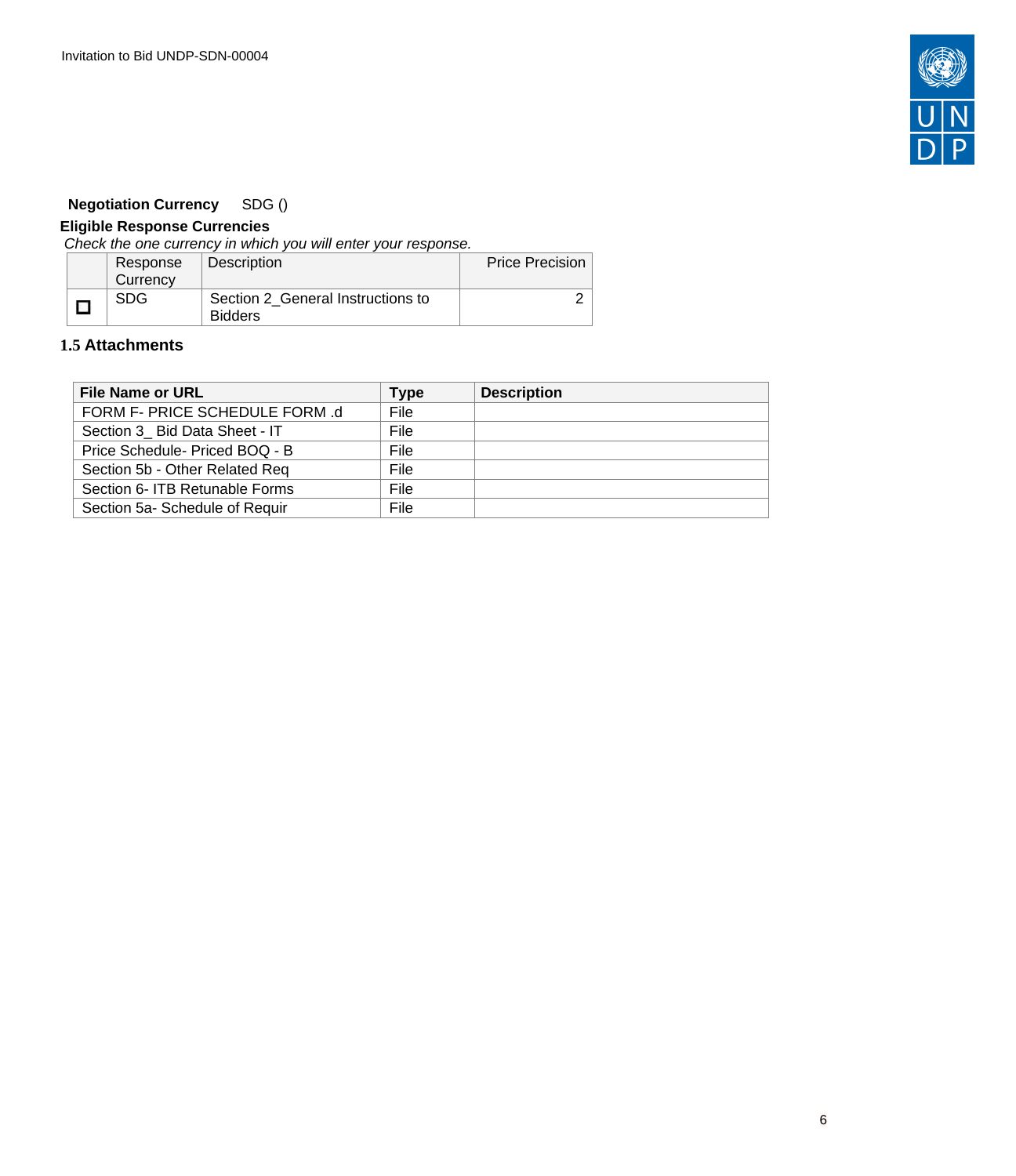**Negotiation Currency** SDG ()

**Eligible Response Currencies**

*Check the one currency in which you will enter your response.*

| | Response Currency | Description | Price Precision |
|---|---|---|---|
| ☐ | SDG | Section 2_General Instructions to Bidders | 2 |

### 1.5 Attachments

| File Name or URL | Type | Description |
|---|---|---|
| FORM F- PRICE SCHEDULE FORM .d | File | |
| Section 3_ Bid Data Sheet - IT | File | |
| Price Schedule- Priced BOQ - B | File | |
| Section 5b - Other Related Req | File | |
| Section 6- ITB Retunable Forms | File | |
| Section 5a- Schedule of Requir | File | |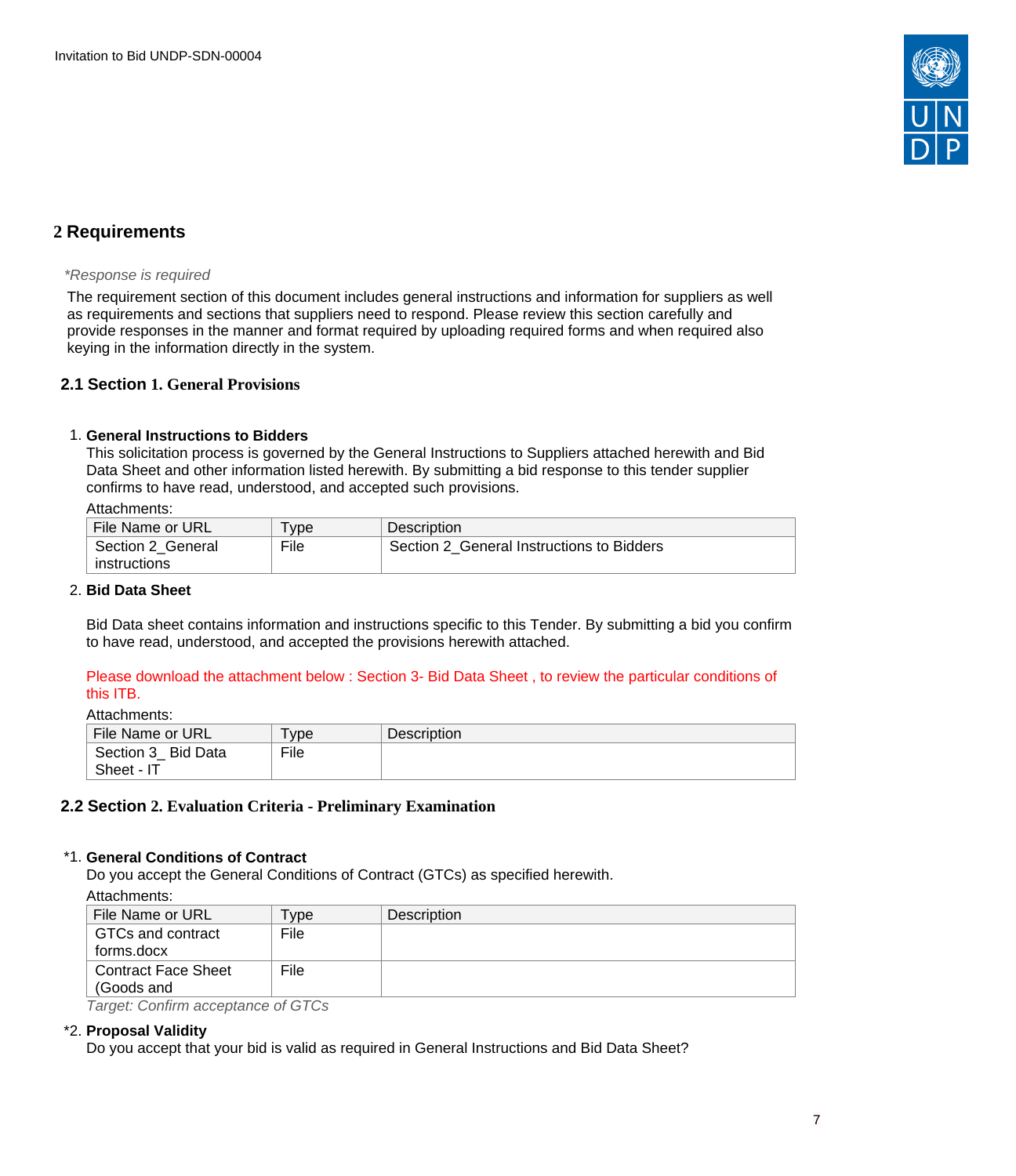# 2 Requirements

*\*Response is required*

The requirement section of this document includes general instructions and information for suppliers as well as requirements and sections that suppliers need to respond. Please review this section carefully and provide responses in the manner and format required by uploading required forms and when required also keying in the information directly in the system.

## 2.1 Section 1. General Provisions

1. **General Instructions to Bidders**
   This solicitation process is governed by the General Instructions to Suppliers attached herewith and Bid Data Sheet and other information listed herewith. By submitting a bid response to this tender supplier confirms to have read, understood, and accepted such provisions.

   Attachments:

| File Name or URL | Type | Description |
|---|---|---|
| Section 2_General instructions | File | Section 2_General Instructions to Bidders |

2. **Bid Data Sheet**

   Bid Data sheet contains information and instructions specific to this Tender. By submitting a bid you confirm to have read, understood, and accepted the provisions herewith attached.

   Please download the attachment below : Section 3- Bid Data Sheet , to review the particular conditions of this ITB.

   Attachments:

| File Name or URL | Type | Description |
|---|---|---|
| Section 3_ Bid Data Sheet - IT | File | |

## 2.2 Section 2. Evaluation Criteria - Preliminary Examination

*1. **General Conditions of Contract**
   Do you accept the General Conditions of Contract (GTCs) as specified herewith.

   Attachments:

| File Name or URL | Type | Description |
|---|---|---|
| GTCs and contract forms.docx | File | |
| Contract Face Sheet (Goods and | File | |

   *Target: Confirm acceptance of GTCs*

*2. **Proposal Validity**
   Do you accept that your bid is valid as required in General Instructions and Bid Data Sheet?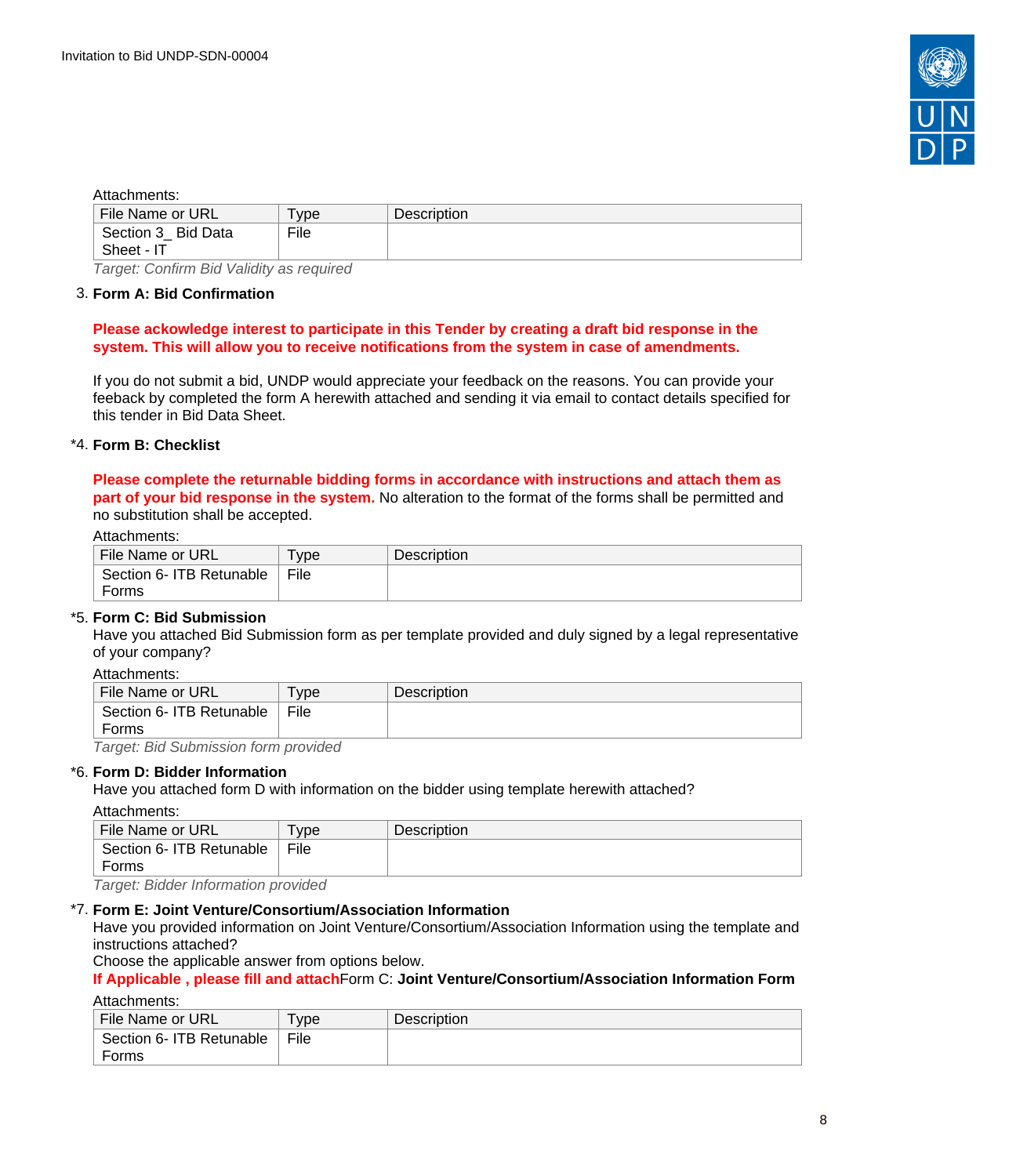Attachments:

| File Name or URL | Type | Description |
| --- | --- | --- |
| Section 3_ Bid Data Sheet - IT | File | |

*Target: Confirm Bid Validity as required*

3. **Form A: Bid Confirmation**

**Please ackowledge interest to participate in this Tender by creating a draft bid response in the system. This will allow you to receive notifications from the system in case of amendments.**

If you do not submit a bid, UNDP would appreciate your feedback on the reasons. You can provide your feeback by completed the form A herewith attached and sending it via email to contact details specified for this tender in Bid Data Sheet.

*4. **Form B: Checklist**

**Please complete the returnable bidding forms in accordance with instructions and attach them as part of your bid response in the system.** No alteration to the format of the forms shall be permitted and no substitution shall be accepted.

Attachments:

| File Name or URL | Type | Description |
| --- | --- | --- |
| Section 6- ITB Retunable Forms | File | |

*5. **Form C: Bid Submission**

Have you attached Bid Submission form as per template provided and duly signed by a legal representative of your company?

Attachments:

| File Name or URL | Type | Description |
| --- | --- | --- |
| Section 6- ITB Retunable Forms | File | |

*Target: Bid Submission form provided*

*6. **Form D: Bidder Information**

Have you attached form D with information on the bidder using template herewith attached?

Attachments:

| File Name or URL | Type | Description |
| --- | --- | --- |
| Section 6- ITB Retunable Forms | File | |

*Target: Bidder Information provided*

*7. **Form E: Joint Venture/Consortium/Association Information**

Have you provided information on Joint Venture/Consortium/Association Information using the template and instructions attached?

Choose the applicable answer from options below.

**If Applicable , please fill and attach**Form C: **Joint Venture/Consortium/Association Information Form**

Attachments:

| File Name or URL | Type | Description |
| --- | --- | --- |
| Section 6- ITB Retunable Forms | File | |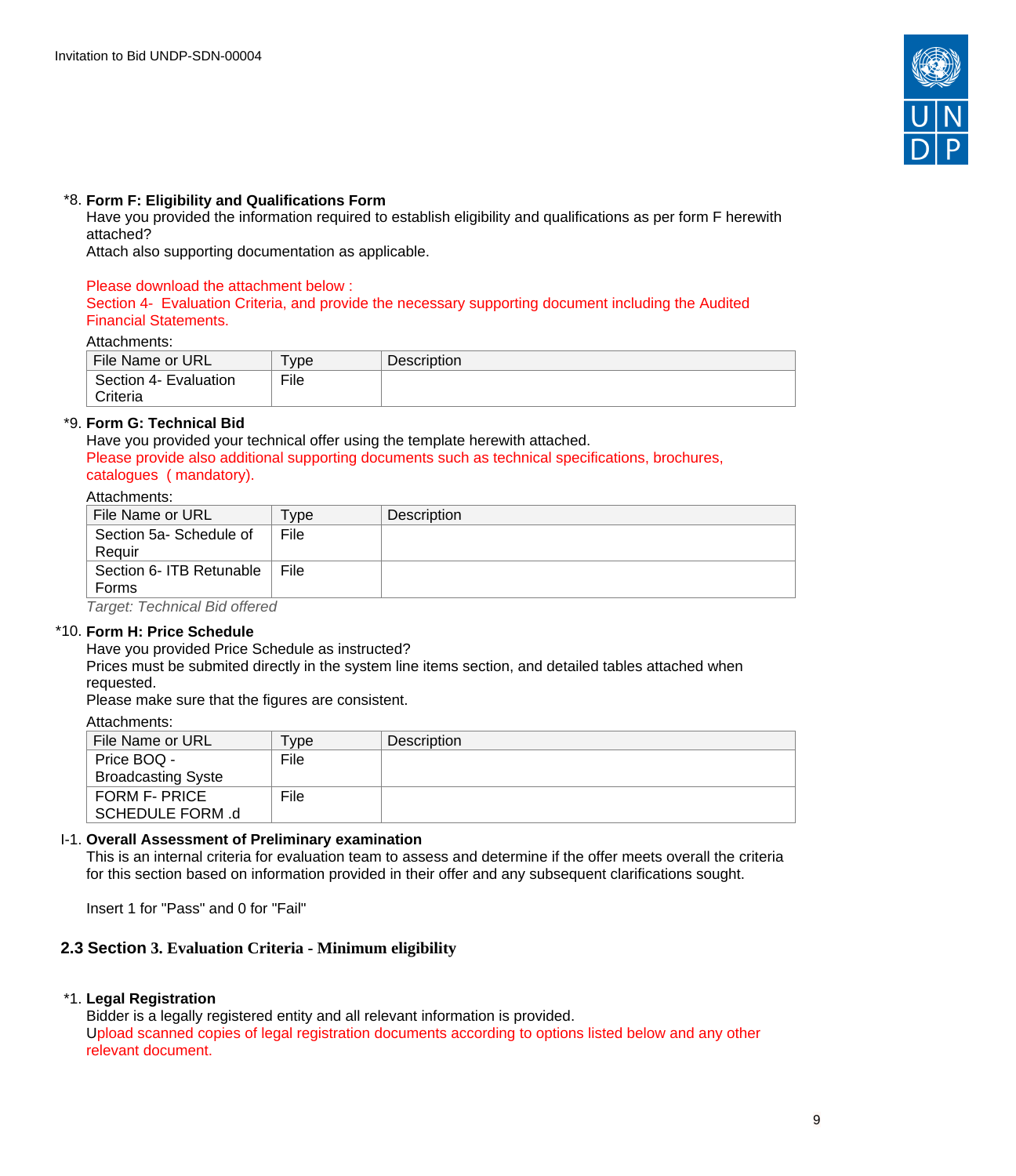*8. **Form F: Eligibility and Qualifications Form**
Have you provided the information required to establish eligibility and qualifications as per form F herewith attached?
Attach also supporting documentation as applicable.

Please download the attachment below :
Section 4- Evaluation Criteria, and provide the necessary supporting document including the Audited Financial Statements.

Attachments:

| File Name or URL | Type | Description |
|---|---|---|
| Section 4- Evaluation Criteria | File | |

*9. **Form G: Technical Bid**
Have you provided your technical offer using the template herewith attached.
Please provide also additional supporting documents such as technical specifications, brochures, catalogues ( mandatory).

Attachments:

| File Name or URL | Type | Description |
|---|---|---|
| Section 5a- Schedule of Requir | File | |
| Section 6- ITB Retunable Forms | File | |

*Target: Technical Bid offered*

*10. **Form H: Price Schedule**
Have you provided Price Schedule as instructed?
Prices must be submited directly in the system line items section, and detailed tables attached when requested.
Please make sure that the figures are consistent.

Attachments:

| File Name or URL | Type | Description |
|---|---|---|
| Price BOQ - Broadcasting Syste | File | |
| FORM F- PRICE SCHEDULE FORM .d | File | |

I-1. **Overall Assessment of Preliminary examination**
This is an internal criteria for evaluation team to assess and determine if the offer meets overall the criteria for this section based on information provided in their offer and any subsequent clarifications sought.

Insert 1 for "Pass" and 0 for "Fail"

## 2.3 Section 3. Evaluation Criteria - Minimum eligibility

*1. **Legal Registration**
Bidder is a legally registered entity and all relevant information is provided.
Upload scanned copies of legal registration documents according to options listed below and any other relevant document.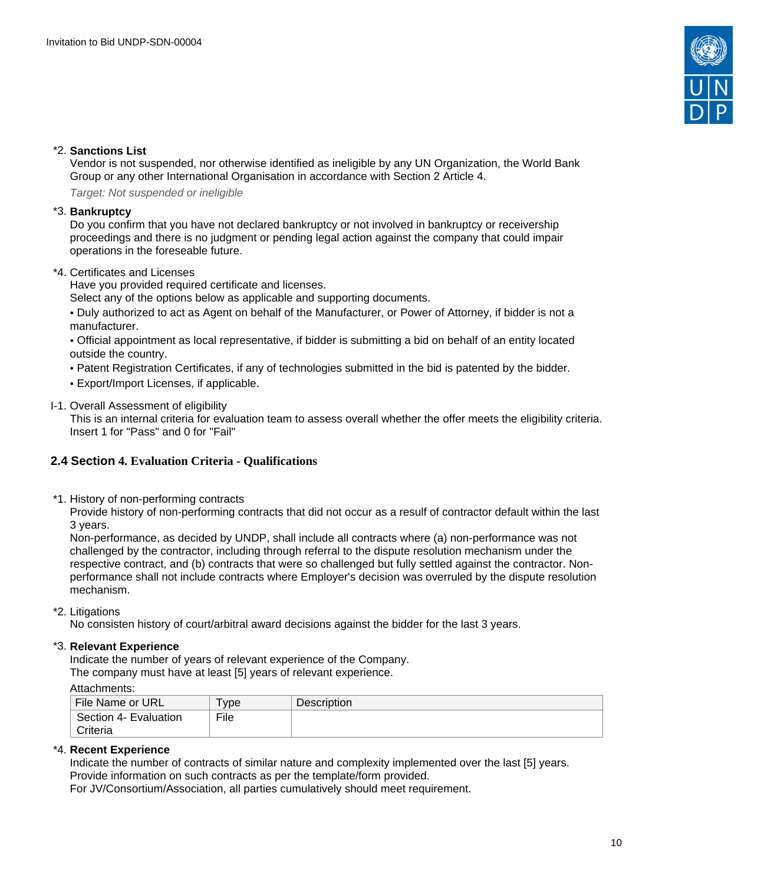*2. **Sanctions List**
Vendor is not suspended, nor otherwise identified as ineligible by any UN Organization, the World Bank Group or any other International Organisation in accordance with Section 2 Article 4.

*Target: Not suspended or ineligible*

*3. **Bankruptcy**
Do you confirm that you have not declared bankruptcy or not involved in bankruptcy or receivership proceedings and there is no judgment or pending legal action against the company that could impair operations in the foreseable future.

*4. Certificates and Licenses
Have you provided required certificate and licenses.
Select any of the options below as applicable and supporting documents.

• Duly authorized to act as Agent on behalf of the Manufacturer, or Power of Attorney, if bidder is not a manufacturer.

• Official appointment as local representative, if bidder is submitting a bid on behalf of an entity located outside the country.

• Patent Registration Certificates, if any of technologies submitted in the bid is patented by the bidder.

• Export/Import Licenses, if applicable.

I-1. Overall Assessment of eligibility
This is an internal criteria for evaluation team to assess overall whether the offer meets the eligibility criteria. Insert 1 for "Pass" and 0 for "Fail"

## 2.4 Section 4. Evaluation Criteria - Qualifications

*1. History of non-performing contracts
Provide history of non-performing contracts that did not occur as a result of contractor default within the last 3 years.
Non-performance, as decided by UNDP, shall include all contracts where (a) non-performance was not challenged by the contractor, including through referral to the dispute resolution mechanism under the respective contract, and (b) contracts that were so challenged but fully settled against the contractor. Non-performance shall not include contracts where Employer's decision was overruled by the dispute resolution mechanism.

*2. Litigations
No consisten history of court/arbitral award decisions against the bidder for the last 3 years.

*3. **Relevant Experience**
Indicate the number of years of relevant experience of the Company.
The company must have at least [5] years of relevant experience.

Attachments:

| File Name or URL | Type | Description |
| --- | --- | --- |
| Section 4- Evaluation Criteria | File | |

*4. **Recent Experience**
Indicate the number of contracts of similar nature and complexity implemented over the last [5] years.
Provide information on such contracts as per the template/form provided.
For JV/Consortium/Association, all parties cumulatively should meet requirement.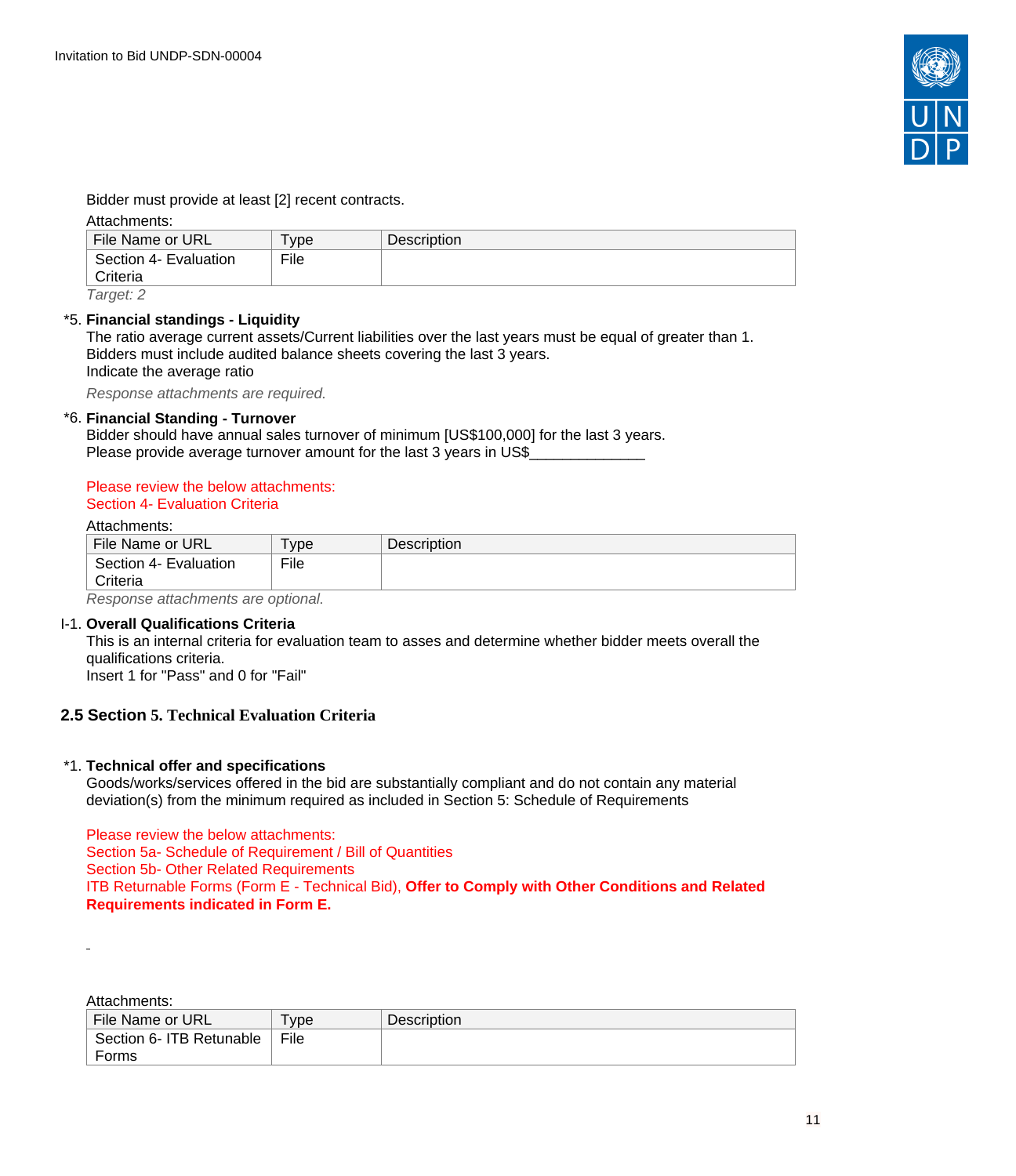Bidder must provide at least [2] recent contracts.

Attachments:

| File Name or URL | Type | Description |
|---|---|---|
| Section 4- Evaluation Criteria | File | |

*Target: 2*

*5. **Financial standings - Liquidity**
The ratio average current assets/Current liabilities over the last years must be equal of greater than 1.
Bidders must include audited balance sheets covering the last 3 years.
Indicate the average ratio

*Response attachments are required.*

*6. **Financial Standing - Turnover**
Bidder should have annual sales turnover of minimum [US$100,000] for the last 3 years.
Please provide average turnover amount for the last 3 years in US$______________

Please review the below attachments:
Section 4- Evaluation Criteria

Attachments:

| File Name or URL | Type | Description |
|---|---|---|
| Section 4- Evaluation Criteria | File | |

*Response attachments are optional.*

I-1. **Overall Qualifications Criteria**
This is an internal criteria for evaluation team to asses and determine whether bidder meets overall the qualifications criteria.
Insert 1 for "Pass" and 0 for "Fail"

## 2.5 Section 5. Technical Evaluation Criteria

*1. **Technical offer and specifications**
Goods/works/services offered in the bid are substantially compliant and do not contain any material deviation(s) from the minimum required as included in Section 5: Schedule of Requirements

Please review the below attachments:
Section 5a- Schedule of Requirement / Bill of Quantities
Section 5b- Other Related Requirements
ITB Returnable Forms (Form E - Technical Bid), **Offer to Comply with Other Conditions and Related Requirements indicated in Form E.**

Attachments:

| File Name or URL | Type | Description |
|---|---|---|
| Section 6- ITB Retunable Forms | File | |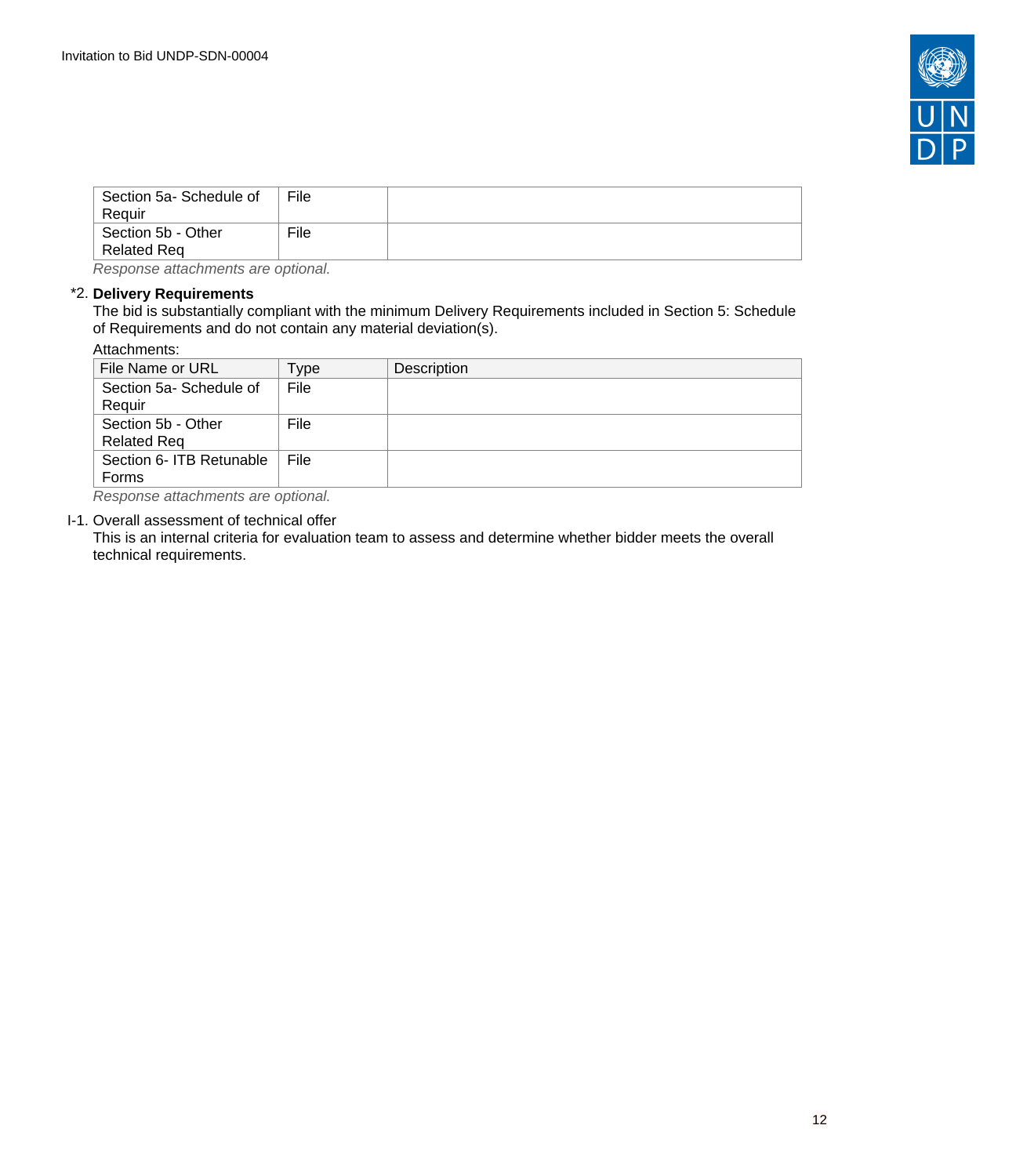| Section 5a- Schedule of Requir | File | |
|---|---|---|
| Section 5b - Other Related Req | File | |

*Response attachments are optional.*

*2. **Delivery Requirements**

The bid is substantially compliant with the minimum Delivery Requirements included in Section 5: Schedule of Requirements and do not contain any material deviation(s).

Attachments:

| File Name or URL | Type | Description |
|---|---|---|
| Section 5a- Schedule of Requir | File | |
| Section 5b - Other Related Req | File | |
| Section 6- ITB Retunable Forms | File | |

*Response attachments are optional.*

I-1. Overall assessment of technical offer

This is an internal criteria for evaluation team to assess and determine whether bidder meets the overall technical requirements.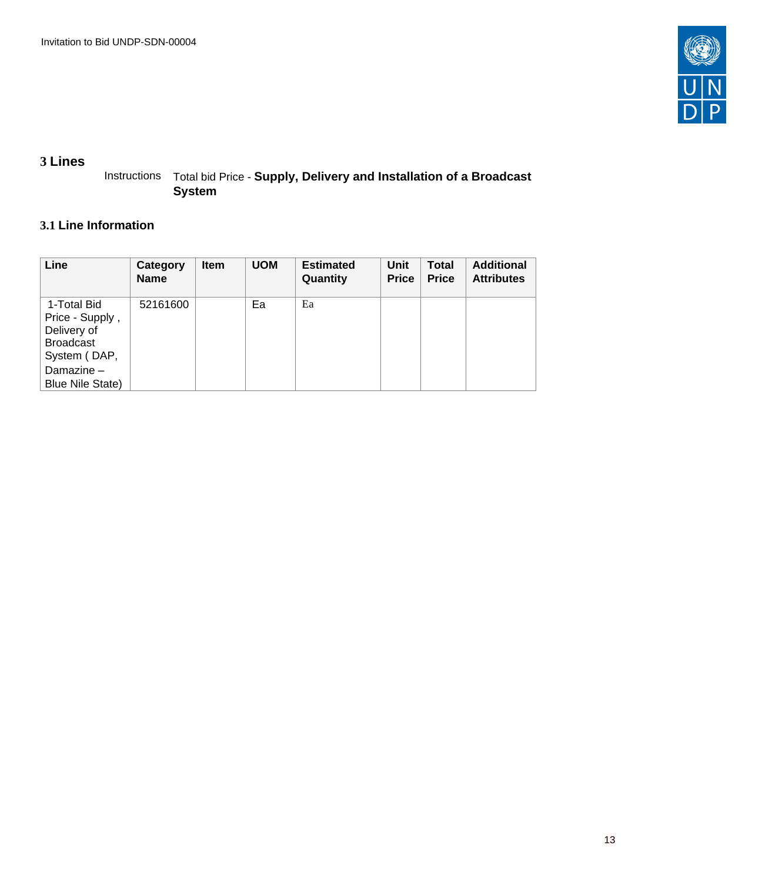## 3 Lines

Instructions Total bid Price - **Supply, Delivery and Installation of a Broadcast System**

### 3.1 Line Information

| Line | Category Name | Item | UOM | Estimated Quantity | Unit Price | Total Price | Additional Attributes |
|---|---|---|---|---|---|---|---|
| 1-Total Bid Price - Supply , Delivery of Broadcast System ( DAP, Damazine – Blue Nile State) | 52161600 | | Ea | Ea | | | |